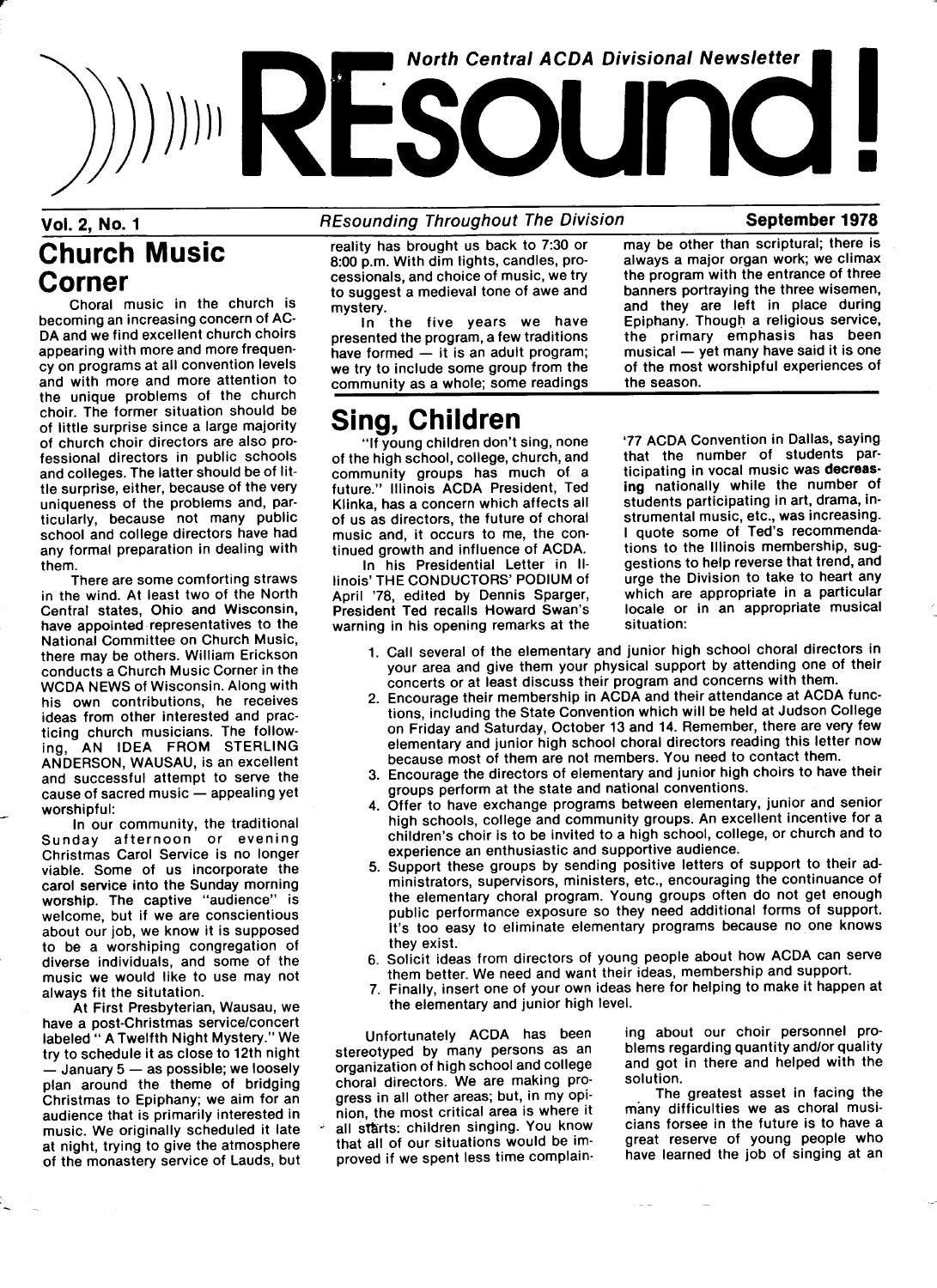# REsound!

North Central ACDA Divisional Newsletter

**Vol. 2, No. 1** *REsounding Throughout The Division* **September 1978**

## Church Music Corner

Choral music in the church is becoming an increasing concern of ACDA and we find excellent church choirs appearing with more and more frequency on programs at all convention levels and with more and more attention to the unique problems of the church choir. The former situation should be of little surprise since a large majority of church choir directors are also professional directors in public schools and colleges. The latter should be of little surprise, either, because of the very uniqueness of the problems and, particularly, because not many public school and college directors have had any formal preparation in dealing with them.

There are some comforting straws in the wind. At least two of the North Central states, Ohio and Wisconsin, have appointed representatives to the National Committee on Church Music, there may be others. William Erickson conducts a Church Music Corner in the WCDA NEWS of Wisconsin. Along with his own contributions, he receives ideas from other interested and practicing church musicians. The following, AN IDEA FROM STERLING ANDERSON, WAUSAU, is an excellent and successful attempt to serve the cause of sacred music — appealing yet worshipful:

In our community, the traditional Sunday afternoon or evening Christmas Carol Service is no longer viable. Some of us incorporate the carol service into the Sunday morning worship. The captive "audience" is welcome, but if we are conscientious about our job, we know it is supposed to be a worshiping congregation of diverse individuals, and some of the music we would like to use may not always fit the situtation.

At First Presbyterian, Wausau, we have a post-Christmas service/concert labeled " A Twelfth Night Mystery." We try to schedule it as close to 12th night — January 5 — as possible; we loosely plan around the theme of bridging Christmas to Epiphany; we aim for an audience that is primarily interested in music. We originally scheduled it late at night, trying to give the atmosphere of the monastery service of Lauds, but reality has brought us back to 7:30 or 8:00 p.m. With dim lights, candles, processionals, and choice of music, we try to suggest a medieval tone of awe and mystery.

In the five years we have presented the program, a few traditions have formed — it is an adult program; we try to include some group from the community as a whole; some readings may be other than scriptural; there is always a major organ work; we climax the program with the entrance of three banners portraying the three wisemen, and they are left in place during Epiphany. Though a religious service, the primary emphasis has been musical — yet many have said it is one of the most worshipful experiences of the season.

## Sing, Children

"If young children don't sing, none of the high school, college, church, and community groups has much of a future." Illinois ACDA President, Ted Klinka, has a concern which affects all of us as directors, the future of choral music and, it occurs to me, the continued growth and influence of ACDA.

In his Presidential Letter in Illinois' THE CONDUCTORS' PODIUM of April '78, edited by Dennis Sparger, President Ted recalls Howard Swan's warning in his opening remarks at the '77 ACDA Convention in Dallas, saying that the number of students participating in vocal music was **decreasing** nationally while the number of students participating in art, drama, instrumental music, etc., was increasing. I quote some of Ted's recommendations to the Illinois membership, suggestions to help reverse that trend, and urge the Division to take to heart any which are appropriate in a particular locale or in an appropriate musical situation:

1. Call several of the elementary and junior high school choral directors in your area and give them your physical support by attending one of their concerts or at least discuss their program and concerns with them.
2. Encourage their membership in ACDA and their attendance at ACDA functions, including the State Convention which will be held at Judson College on Friday and Saturday, October 13 and 14. Remember, there are very few elementary and junior high school choral directors reading this letter now because most of them are not members. You need to contact them.
3. Encourage the directors of elementary and junior high choirs to have their groups perform at the state and national conventions.
4. Offer to have exchange programs between elementary, junior and senior high schools, college and community groups. An excellent incentive for a children's choir is to be invited to a high school, college, or church and to experience an enthusiastic and supportive audience.
5. Support these groups by sending positive letters of support to their administrators, supervisors, ministers, etc., encouraging the continuance of the elementary choral program. Young groups often do not get enough public performance exposure so they need additional forms of support. It's too easy to eliminate elementary programs because no one knows they exist.
6. Solicit ideas from directors of young people about how ACDA can serve them better. We need and want their ideas, membership and support.
7. Finally, insert one of your own ideas here for helping to make it happen at the elementary and junior high level.

Unfortunately ACDA has been stereotyped by many persons as an organization of high school and college choral directors. We are making progress in all other areas; but, in my opinion, the most critical area is where it all starts: children singing. You know that all of our situations would be improved if we spent less time complaining about our choir personnel problems regarding quantity and/or quality and got in there and helped with the solution.

The greatest asset in facing the many difficulties we as choral musicians forsee in the future is to have a great reserve of young people who have learned the job of singing at an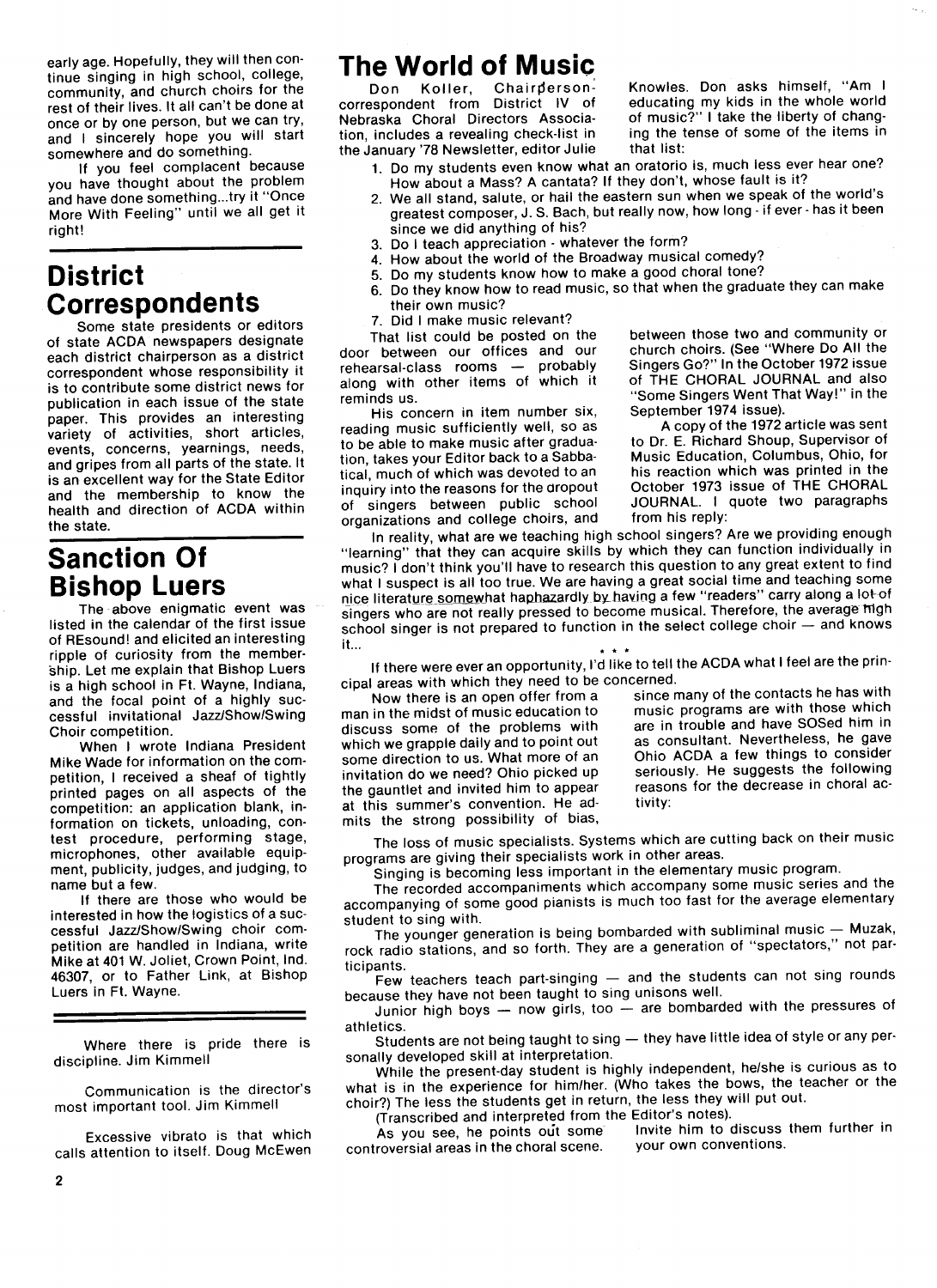early age. Hopefully, they will then continue singing in high school, college, community, and church choirs for the rest of their lives. It all can't be done at once or by one person, but we can try, and I sincerely hope you will start somewhere and do something.

If you feel complacent because you have thought about the problem and have done something...try it "Once More With Feeling" until we all get it right!

## District Correspondents

Some state presidents or editors of state ACDA newspapers designate each district chairperson as a district correspondent whose responsibility it is to contribute some district news for publication in each issue of the state paper. This provides an interesting variety of activities, short articles, events, concerns, yearnings, needs, and gripes from all parts of the state. It is an excellent way for the State Editor and the membership to know the health and direction of ACDA within the state.

## Sanction Of Bishop Luers

The above enigmatic event was listed in the calendar of the first issue of REsound! and elicited an interesting ripple of curiosity from the membership. Let me explain that Bishop Luers is a high school in Ft. Wayne, Indiana, and the focal point of a highly successful invitational Jazz/Show/Swing Choir competition.

When I wrote Indiana President Mike Wade for information on the competition, I received a sheaf of tightly printed pages on all aspects of the competition: an application blank, information on tickets, unloading, contest procedure, performing stage, microphones, other available equipment, publicity, judges, and judging, to name but a few.

If there are those who would be interested in how the logistics of a successful Jazz/Show/Swing choir competition are handled in Indiana, write Mike at 401 W. Joliet, Crown Point, Ind. 46307, or to Father Link, at Bishop Luers in Ft. Wayne.

---

Where there is pride there is discipline. Jim Kimmell

Communication is the director's most important tool. Jim Kimmell

Excessive vibrato is that which calls attention to itself. Doug McEwen

## The World of Music

Don Koller, Chairperson-correspondent from District IV of Nebraska Choral Directors Association, includes a revealing check-list in the January '78 Newsletter, editor Julie Knowles. Don asks himself, "Am I educating my kids in the whole world of music?" I take the liberty of changing the tense of some of the items in that list:

1. Do my students even know what an oratorio is, much less ever hear one? How about a Mass? A cantata? If they don't, whose fault is it?
2. We all stand, salute, or hail the eastern sun when we speak of the world's greatest composer, J. S. Bach, but really now, how long - if ever - has it been since we did anything of his?
3. Do I teach appreciation - whatever the form?
4. How about the world of the Broadway musical comedy?
5. Do my students know how to make a good choral tone?
6. Do they know how to read music, so that when the graduate they can make their own music?
7. Did I make music relevant?

That list could be posted on the door between our offices and our rehearsal-class rooms — probably along with other items of which it reminds us.

His concern in item number six, reading music sufficiently well, so as to be able to make music after graduation, takes your Editor back to a Sabbatical, much of which was devoted to an inquiry into the reasons for the dropout of singers between public school organizations and college choirs, and between those two and community or church choirs. (See "Where Do All the Singers Go?" In the October 1972 issue of THE CHORAL JOURNAL and also "Some Singers Went That Way!" in the September 1974 issue).

A copy of the 1972 article was sent to Dr. E. Richard Shoup, Supervisor of Music Education, Columbus, Ohio, for his reaction which was printed in the October 1973 issue of THE CHORAL JOURNAL. I quote two paragraphs from his reply:

In reality, what are we teaching high school singers? Are we providing enough "learning" that they can acquire skills by which they can function individually in music? I don't think you'll have to research this question to any great extent to find what I suspect is all too true. We are having a great social time and teaching some nice literature somewhat haphazardly by having a few "readers" carry along a lot of singers who are not really pressed to become musical. Therefore, the average high school singer is not prepared to function in the select college choir — and knows it...

\* \* \*

If there were ever an opportunity, I'd like to tell the ACDA what I feel are the principal areas with which they need to be concerned.

Now there is an open offer from a man in the midst of music education to discuss some of the problems with which we grapple daily and to point out some direction to us. What more of an invitation do we need? Ohio picked up the gauntlet and invited him to appear at this summer's convention. He admits the strong possibility of bias, since many of the contacts he has with music programs are with those which are in trouble and have SOSed him in as consultant. Nevertheless, he gave Ohio ACDA a few things to consider seriously. He suggests the following reasons for the decrease in choral activity:

The loss of music specialists. Systems which are cutting back on their music programs are giving their specialists work in other areas.

Singing is becoming less important in the elementary music program.

The recorded accompaniments which accompany some music series and the accompanying of some good pianists is much too fast for the average elementary student to sing with.

The younger generation is being bombarded with subliminal music — Muzak, rock radio stations, and so forth. They are a generation of "spectators," not participants.

Few teachers teach part-singing — and the students can not sing rounds because they have not been taught to sing unisons well.

Junior high boys — now girls, too — are bombarded with the pressures of athletics.

Students are not being taught to sing — they have little idea of style or any personally developed skill at interpretation.

While the present-day student is highly independent, he/she is curious as to what is in the experience for him/her. (Who takes the bows, the teacher or the choir?) The less the students get in return, the less they will put out.

(Transcribed and interpreted from the Editor's notes).

As you see, he points out some controversial areas in the choral scene. Invite him to discuss them further in your own conventions.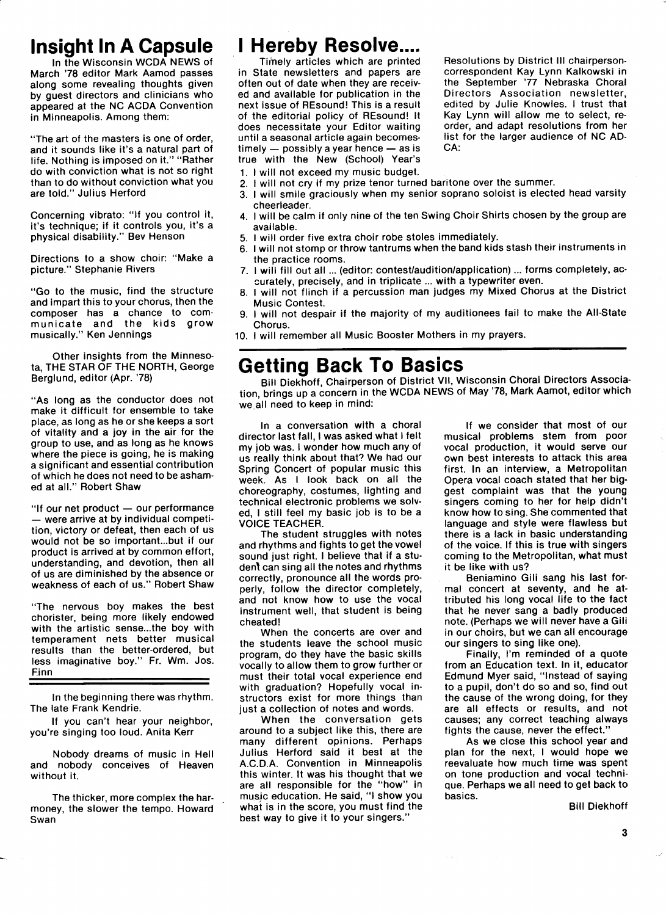# Insight In A Capsule

In the Wisconsin WCDA NEWS of March '78 editor Mark Aamod passes along some revealing thoughts given by guest directors and clinicians who appeared at the NC ACDA Convention in Minneapolis. Among them:

"The art of the masters is one of order, and it sounds like it's a natural part of life. Nothing is imposed on it." "Rather do with conviction what is not so right than to do without conviction what you are told." Julius Herford

Concerning vibrato: "If you control it, it's technique; if it controls you, it's a physical disability." Bev Henson

Directions to a show choir: "Make a picture." Stephanie Rivers

"Go to the music, find the structure and impart this to your chorus, then the composer has a chance to communicate and the kids grow musically." Ken Jennings

Other insights from the Minnesota, THE STAR OF THE NORTH, George Berglund, editor (Apr. '78)

"As long as the conductor does not make it difficult for ensemble to take place, as long as he or she keeps a sort of vitality and a joy in the air for the group to use, and as long as he knows where the piece is going, he is making a significant and essential contribution of which he does not need to be ashamed at all." Robert Shaw

"If our net product — our performance — were arrive at by individual competition, victory or defeat, then each of us would not be so important...but if our product is arrived at by common effort, understanding, and devotion, then all of us are diminished by the absence or weakness of each of us." Robert Shaw

"The nervous boy makes the best chorister, being more likely endowed with the artistic sense...the boy with temperament nets better musical results than the better-ordered, but less imaginative boy." Fr. Wm. Jos. Finn

---

In the beginning there was rhythm. The late Frank Kendrie.

If you can't hear your neighbor, you're singing too loud. Anita Kerr

Nobody dreams of music in Hell and nobody conceives of Heaven without it.

The thicker, more complex the harmoney, the slower the tempo. Howard Swan

# I Hereby Resolve....

Timely articles which are printed in State newsletters and papers are often out of date when they are received and available for publication in the next issue of REsound! This is a result of the editorial policy of REsound! It does necessitate your Editor waiting until a seasonal article again becomes timely — possibly a year hence — as is true with the New (School) Year's Resolutions by District III chairperson-correspondent Kay Lynn Kalkowski in the September '77 Nebraska Choral Directors Association newsletter, edited by Julie Knowles. I trust that Kay Lynn will allow me to select, re-order, and adapt resolutions from her list for the larger audience of NC ACDA:

1. I will not exceed my music budget.
2. I will not cry if my prize tenor turned baritone over the summer.
3. I will smile graciously when my senior soprano soloist is elected head varsity cheerleader.
4. I will be calm if only nine of the ten Swing Choir Shirts chosen by the group are available.
5. I will order five extra choir robe stoles immediately.
6. I will not stomp or throw tantrums when the band kids stash their instruments in the practice rooms.
7. I will fill out all ... (editor: contest/audition/application) ... forms completely, accurately, precisely, and in triplicate ... with a typewriter even.
8. I will not flinch if a percussion man judges my Mixed Chorus at the District Music Contest.
9. I will not despair if the majority of my auditionees fail to make the All-State Chorus.
10. I will remember all Music Booster Mothers in my prayers.

# Getting Back To Basics

Bill Diekhoff, Chairperson of District VII, Wisconsin Choral Directors Association, brings up a concern in the WCDA NEWS of May '78, Mark Aamot, editor which we all need to keep in mind:

In a conversation with a choral director last fall, I was asked what I felt my job was. I wonder how much any of us really think about that? We had our Spring Concert of popular music this week. As I look back on all the choreography, costumes, lighting and technical electronic problems we solved, I still feel my basic job is to be a VOICE TEACHER.

The student struggles with notes and rhythms and fights to get the vowel sound just right. I believe that if a student can sing all the notes and rhythms correctly, pronounce all the words properly, follow the director completely, and not know how to use the vocal instrument well, that student is being cheated!

When the concerts are over and the students leave the school music program, do they have the basic skills vocally to allow them to grow further or must their total vocal experience end with graduation? Hopefully vocal instructors exist for more things than just a collection of notes and words.

When the conversation gets around to a subject like this, there are many different opinions. Perhaps Julius Herford said it best at the A.C.D.A. Convention in Minneapolis this winter. It was his thought that we are all responsible for the "how" in music education. He said, "I show you what is in the score, you must find the best way to give it to your singers."

If we consider that most of our musical problems stem from poor vocal production, it would serve our own best interests to attack this area first. In an interview, a Metropolitan Opera vocal coach stated that her biggest complaint was that the young singers coming to her for help didn't know how to sing. She commented that language and style were flawless but there is a lack in basic understanding of the voice. If this is true with singers coming to the Metropolitan, what must it be like with us?

Beniamino Gili sang his last formal concert at seventy, and he attributed his long vocal life to the fact that he never sang a badly produced note. (Perhaps we will never have a Gili in our choirs, but we can all encourage our singers to sing like one).

Finally, I'm reminded of a quote from an Education text. In it, educator Edmund Myer said, "Instead of saying to a pupil, don't do so and so, find out the cause of the wrong doing, for they are all effects or results, and not causes; any correct teaching always fights the cause, never the effect."

As we close this school year and plan for the next, I would hope we reevaluate how much time was spent on tone production and vocal technique. Perhaps we all need to get back to basics.

Bill Diekhoff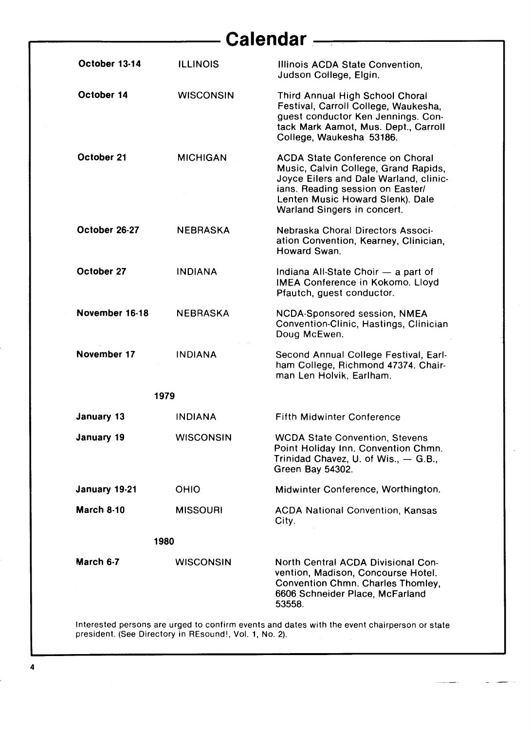# Calendar

| | | |
|---|---|---|
| **October 13-14** | ILLINOIS | Illinois ACDA State Convention, Judson College, Elgin. |
| **October 14** | WISCONSIN | Third Annual High School Choral Festival, Carroll College, Waukesha, guest conductor Ken Jennings. Contack Mark Aamot, Mus. Dept., Carroll College, Waukesha 53186. |
| **October 21** | MICHIGAN | ACDA State Conference on Choral Music, Calvin College, Grand Rapids, Joyce Eilers and Dale Warland, clinicians. Reading session on Easter/ Lenten Music Howard Slenk). Dale Warland Singers in concert. |
| **October 26-27** | NEBRASKA | Nebraska Choral Directors Association Convention, Kearney, Clinician, Howard Swan. |
| **October 27** | INDIANA | Indiana All-State Choir — a part of IMEA Conference in Kokomo. Lloyd Pfautch, guest conductor. |
| **November 16-18** | NEBRASKA | NCDA-Sponsored session, NMEA Convention-Clinic, Hastings, Clinician Doug McEwen. |
| **November 17** | INDIANA | Second Annual College Festival, Earlham College, Richmond 47374. Chairman Len Holvik, Earlham. |
| | **1979** | |
| **January 13** | INDIANA | Fifth Midwinter Conference |
| **January 19** | WISCONSIN | WCDA State Convention, Stevens Point Holiday Inn. Convention Chmn. Trinidad Chavez, U. of Wis., — G.B., Green Bay 54302. |
| **January 19-21** | OHIO | Midwinter Conference, Worthington. |
| **March 8-10** | MISSOURI | ACDA National Convention, Kansas City. |
| | **1980** | |
| **March 6-7** | WISCONSIN | North Central ACDA Divisional Convention, Madison, Concourse Hotel. Convention Chmn. Charles Thomley, 6606 Schneider Place, McFarland 53558. |

Interested persons are urged to confirm events and dates with the event chairperson or state president. (See Directory in REsound!, Vol. 1, No. 2).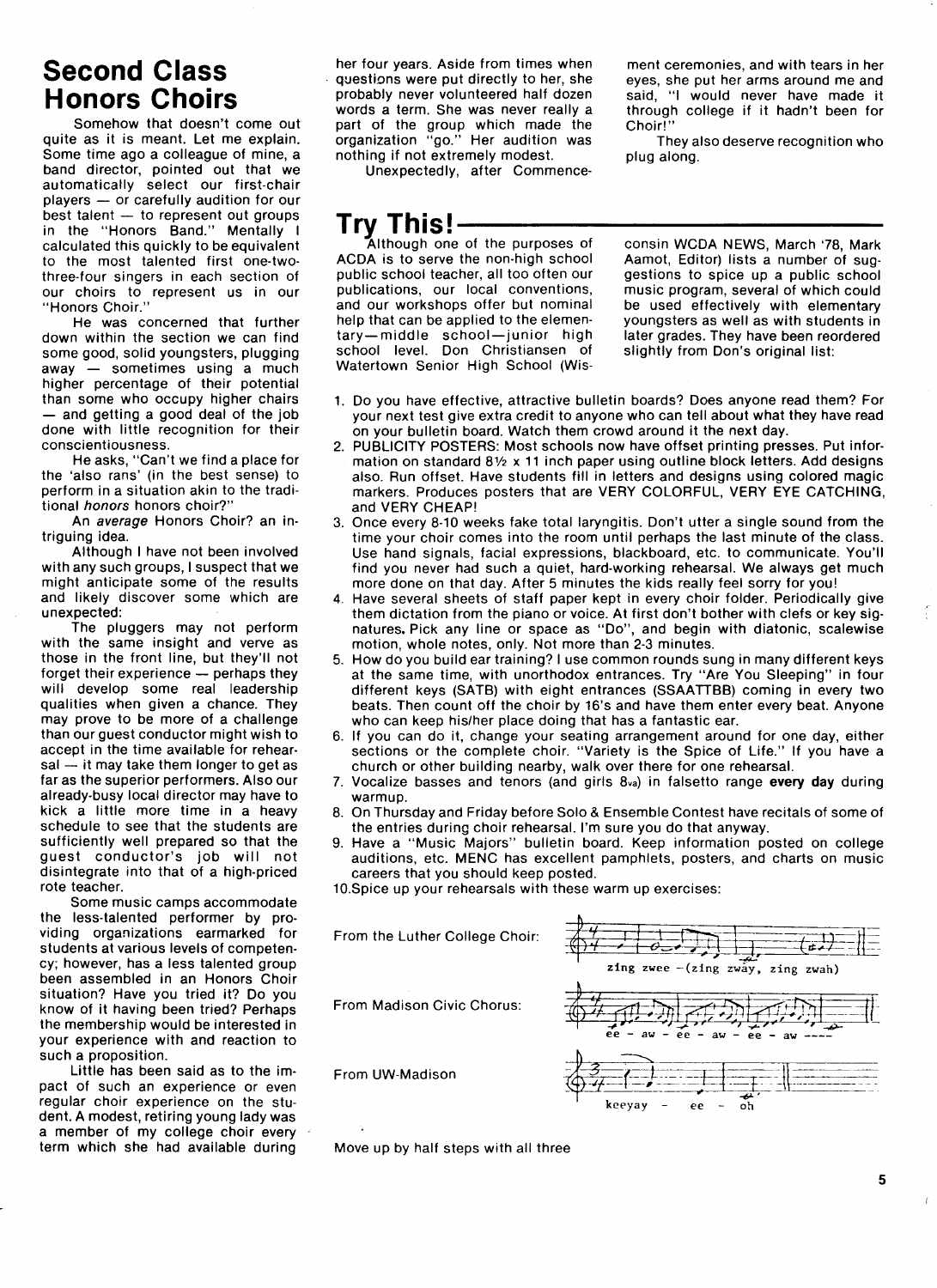## Second Class Honors Choirs

Somehow that doesn't come out quite as it is meant. Let me explain. Some time ago a colleague of mine, a band director, pointed out that we automatically select our first-chair players — or carefully audition for our best talent — to represent out groups in the "Honors Band." Mentally I calculated this quickly to be equivalent to the most talented first one-two-three-four singers in each section of our choirs to represent us in our "Honors Choir."

He was concerned that further down within the section we can find some good, solid youngsters, plugging away — sometimes using a much higher percentage of their potential than some who occupy higher chairs — and getting a good deal of the job done with little recognition for their conscientiousness.

He asks, "Can't we find a place for the 'also rans' (in the best sense) to perform in a situation akin to the traditional *honors* honors choir?"

An *average* Honors Choir? an intriguing idea.

Although I have not been involved with any such groups, I suspect that we might anticipate some of the results and likely discover some which are unexpected:

The pluggers may not perform with the same insight and verve as those in the front line, but they'll not forget their experience — perhaps they will develop some real leadership qualities when given a chance. They may prove to be more of a challenge than our guest conductor might wish to accept in the time available for rehearsal — it may take them longer to get as far as the superior performers. Also our already-busy local director may have to kick a little more time in a heavy schedule to see that the students are sufficiently well prepared so that the guest conductor's job will not disintegrate into that of a high-priced rote teacher.

Some music camps accommodate the less-talented performer by providing organizations earmarked for students at various levels of competency; however, has a less talented group been assembled in an Honors Choir situation? Have you tried it? Do you know of it having been tried? Perhaps the membership would be interested in your experience with and reaction to such a proposition.

Little has been said as to the impact of such an experience or even regular choir experience on the student. A modest, retiring young lady was a member of my college choir every term which she had available during her four years. Aside from times when questions were put directly to her, she probably never volunteered half dozen words a term. She was never really a part of the group which made the organization "go." Her audition was nothing if not extremely modest.

Unexpectedly, after Commencement ceremonies, and with tears in her eyes, she put her arms around me and said, "I would never have made it through college if it hadn't been for Choir!"

They also deserve recognition who plug along.

## Try This!

Although one of the purposes of ACDA is to serve the non-high school public school teacher, all too often our publications, our local conventions, and our workshops offer but nominal help that can be applied to the elementary—middle school—junior high school level. Don Christiansen of Watertown Senior High School (Wisconsin WCDA NEWS, March '78, Mark Aamot, Editor) lists a number of suggestions to spice up a public school music program, several of which could be used effectively with elementary youngsters as well as with students in later grades. They have been reordered slightly from Don's original list:

1. Do you have effective, attractive bulletin boards? Does anyone read them? For your next test give extra credit to anyone who can tell about what they have read on your bulletin board. Watch them crowd around it the next day.
2. PUBLICITY POSTERS: Most schools now have offset printing presses. Put information on standard 8½ x 11 inch paper using outline block letters. Add designs also. Run offset. Have students fill in letters and designs using colored magic markers. Produces posters that are VERY COLORFUL, VERY EYE CATCHING, and VERY CHEAP!
3. Once every 8-10 weeks fake total laryngitis. Don't utter a single sound from the time your choir comes into the room until perhaps the last minute of the class. Use hand signals, facial expressions, blackboard, etc. to communicate. You'll find you never had such a quiet, hard-working rehearsal. We always get much more done on that day. After 5 minutes the kids really feel sorry for you!
4. Have several sheets of staff paper kept in every choir folder. Periodically give them dictation from the piano or voice. At first don't bother with clefs or key signatures. Pick any line or space as "Do", and begin with diatonic, scalewise motion, whole notes, only. Not more than 2-3 minutes.
5. How do you build ear training? I use common rounds sung in many different keys at the same time, with unorthodox entrances. Try "Are You Sleeping" in four different keys (SATB) with eight entrances (SSAATTBB) coming in every two beats. Then count off the choir by 16's and have them enter every beat. Anyone who can keep his/her place doing that has a fantastic ear.
6. If you can do it, change your seating arrangement around for one day, either sections or the complete choir. "Variety is the Spice of Life." If you have a church or other building nearby, walk over there for one rehearsal.
7. Vocalize basses and tenors (and girls 8va) in falsetto range **every day** during warmup.
8. On Thursday and Friday before Solo & Ensemble Contest have recitals of some of the entries during choir rehearsal. I'm sure you do that anyway.
9. Have a "Music Majors" bulletin board. Keep information posted on college auditions, etc. MENC has excellent pamphlets, posters, and charts on music careers that you should keep posted.
10. Spice up your rehearsals with these warm up exercises:

From the Luther College Choir: zing zwee —(zing zway, zing zwah)

From Madison Civic Chorus: ee - aw - ee - aw - ee - aw ----

From UW-Madison: keeyay - ee - oh

Move up by half steps with all three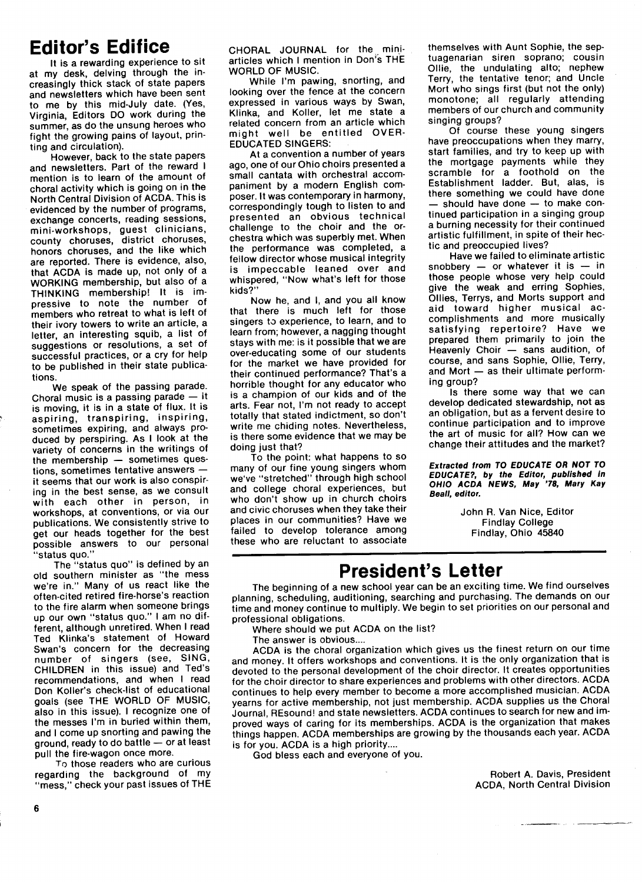# Editor's Edifice

It is a rewarding experience to sit at my desk, delving through the increasingly thick stack of state papers and newsletters which have been sent to me by this mid-July date. (Yes, Virginia, Editors DO work during the summer, as do the unsung heroes who fight the growing pains of layout, printing and circulation).

However, back to the state papers and newsletters. Part of the reward I mention is to learn of the amount of choral activity which is going on in the North Central Division of ACDA. This is evidenced by the number of programs, exchange concerts, reading sessions, mini-workshops, guest clinicians, county choruses, district choruses, honors choruses, and the like which are reported. There is evidence, also, that ACDA is made up, not only of a WORKING membership, but also of a THINKING membership! It is impressive to note the number of members who retreat to what is left of their ivory towers to write an article, a letter, an interesting squib, a list of suggestions or resolutions, a set of successful practices, or a cry for help to be published in their state publications.

We speak of the passing parade. Choral music is a passing parade — it is moving, it is in a state of flux. It is aspiring, transpiring, inspiring, sometimes expiring, and always produced by perspiring. As I look at the variety of concerns in the writings of the membership — sometimes questions, sometimes tentative answers — it seems that our work is also conspiring in the best sense, as we consult with each other in person, in workshops, at conventions, or via our publications. We consistently strive to get our heads together for the best possible answers to our personal "status quo."

The "status quo" is defined by an old southern minister as "the mess we're in." Many of us react like the often-cited retired fire-horse's reaction to the fire alarm when someone brings up our own "status quo." I am no different, although unretired. When I read Ted Klinka's statement of Howard Swan's concern for the decreasing number of singers (see, SING, CHILDREN in this issue) and Ted's recommendations, and when I read Don Koller's check-list of educational goals (see THE WORLD OF MUSIC, also in this issue). I recognize one of the messes I'm in buried within them, and I come up snorting and pawing the ground, ready to do battle — or at least pull the fire-wagon once more.

To those readers who are curious regarding the background of my "mess," check your past issues of THE CHORAL JOURNAL for the mini-articles which I mention in Don's THE WORLD OF MUSIC.

While I'm pawing, snorting, and looking over the fence at the concern expressed in various ways by Swan, Klinka, and Koller, let me state a related concern from an article which might well be entitled OVER-EDUCATED SINGERS:

At a convention a number of years ago, one of our Ohio choirs presented a small cantata with orchestral accompaniment by a modern English composer. It was contemporary in harmony, correspondingly tough to listen to and presented an obvious technical challenge to the choir and the orchestra which was superbly met. When the performance was completed, a fellow director whose musical integrity is impeccable leaned over and whispered, "Now what's left for those kids?"

Now he, and I, and you all know that there is much left for those singers to experience, to learn, and to learn from; however, a nagging thought stays with me: is it possible that we are over-educating some of our students for the market we have provided for their continued performance? That's a horrible thought for any educator who is a champion of our kids and of the arts. Fear not, I'm not ready to accept totally that stated indictment, so don't write me chiding notes. Nevertheless, is there some evidence that we may be doing just that?

To the point: what happens to so many of our fine young singers whom we've "stretched" through high school and college choral experiences, but who don't show up in church choirs and civic choruses when they take their places in our communities? Have we failed to develop tolerance among these who are reluctant to associate themselves with Aunt Sophie, the septuagenarian siren soprano; cousin Ollie, the undulating alto; nephew Terry, the tentative tenor; and Uncle Mort who sings first (but not the only) monotone; all regularly attending members of our church and community singing groups?

Of course these young singers have preoccupations when they marry, start families, and try to keep up with the mortgage payments while they scramble for a foothold on the Establishment ladder. But, alas, is there something we could have done — should have done — to make continued participation in a singing group a burning necessity for their continued artistic fulfillment, in spite of their hectic and preoccupied lives?

Have we failed to eliminate artistic snobbery — or whatever it is — in those people whose very help could give the weak and erring Sophies, Ollies, Terrys, and Morts support and aid toward higher musical accomplishments and more musically satisfying repertoire? Have we prepared them primarily to join the Heavenly Choir — sans audition, of course, and sans Sophie, Ollie, Terry, and Mort — as their ultimate performing group?

Is there some way that we can develop dedicated stewardship, not as an obligation, but as a fervent desire to continue participation and to improve the art of music for all? How can we change their attitudes and the market?

***Extracted from TO EDUCATE OR NOT TO EDUCATE?, by the Editor, published in OHIO ACDA NEWS, May '78, Mary Kay Beall, editor.***

John R. Van Nice, Editor
Findlay College
Findlay, Ohio 45840

# President's Letter

The beginning of a new school year can be an exciting time. We find ourselves planning, scheduling, auditioning, searching and purchasing. The demands on our time and money continue to multiply. We begin to set priorities on our personal and professional obligations.

Where should we put ACDA on the list?

The answer is obvious....

ACDA is the choral organization which gives us the finest return on our time and money. It offers workshops and conventions. It is the only organization that is devoted to the personal development of the choir director. It creates opportunities for the choir director to share experiences and problems with other directors. ACDA continues to help every member to become a more accomplished musician. ACDA yearns for active membership, not just membership. ACDA supplies us the Choral Journal, REsound! and state newsletters. ACDA continues to search for new and improved ways of caring for its memberships. ACDA is the organization that makes things happen. ACDA memberships are growing by the thousands each year. ACDA is for you. ACDA is a high priority....

God bless each and everyone of you.

Robert A. Davis, President
ACDA, North Central Division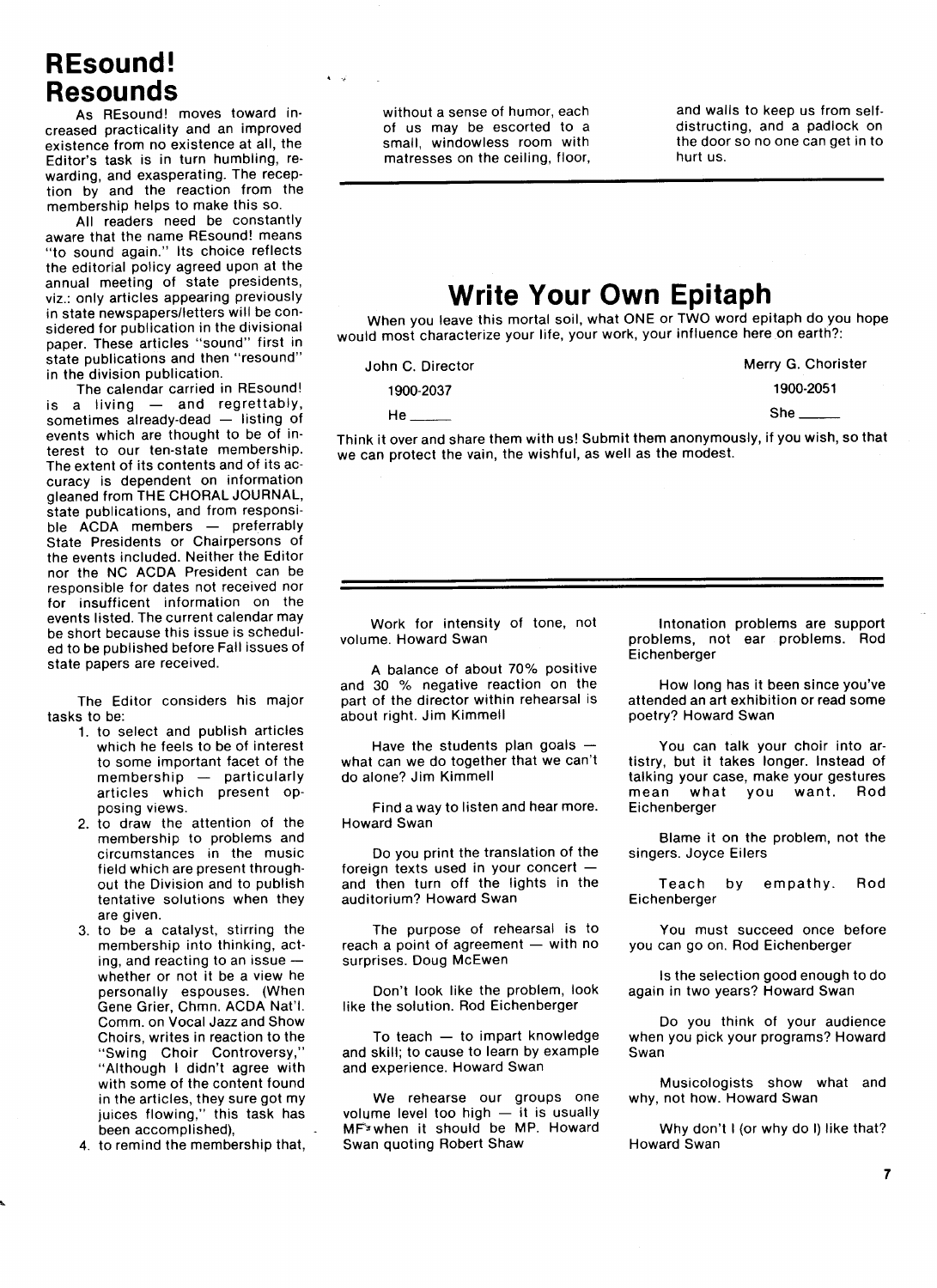# REsound! Resounds

As REsound! moves toward increased practicality and an improved existence from no existence at all, the Editor's task is in turn humbling, rewarding, and exasperating. The reception by and the reaction from the membership helps to make this so.

All readers need be constantly aware that the name REsound! means "to sound again." Its choice reflects the editorial policy agreed upon at the annual meeting of state presidents, viz.: only articles appearing previously in state newspapers/letters will be considered for publication in the divisional paper. These articles "sound" first in state publications and then "resound" in the division publication.

The calendar carried in REsound! is a living — and regrettably, sometimes already-dead — listing of events which are thought to be of interest to our ten-state membership. The extent of its contents and of its accuracy is dependent on information gleaned from THE CHORAL JOURNAL, state publications, and from responsible ACDA members — preferrably State Presidents or Chairpersons of the events included. Neither the Editor nor the NC ACDA President can be responsible for dates not received nor for insuffcent information on the events listed. The current calendar may be short because this issue is scheduled to be published before Fall issues of state papers are received.

The Editor considers his major tasks to be:

1. to select and publish articles which he feels to be of interest to some important facet of the membership — particularly articles which present opposing views.
2. to draw the attention of the membership to problems and circumstances in the music field which are present throughout the Division and to publish tentative solutions when they are given.
3. to be a catalyst, stirring the membership into thinking, acting, and reacting to an issue — whether or not it be a view he personally espouses. (When Gene Grier, Chmn. ACDA Nat'l. Comm. on Vocal Jazz and Show Choirs, writes in reaction to the "Swing Choir Controversy," "Although I didn't agree with with some of the content found in the articles, they sure got my juices flowing," this task has been accomplished),
4. to remind the membership that, without a sense of humor, each of us may be escorted to a small, windowless room with matresses on the ceiling, floor, and walls to keep us from self-distructing, and a padlock on the door so no one can get in to hurt us.

---

# Write Your Own Epitaph

When you leave this mortal soil, what ONE or TWO word epitaph do you hope would most characterize your life, your work, your influence here on earth?:

John C. Director
1900-2037
He ____

Merry G. Chorister
1900-2051
She ____

Think it over and share them with us! Submit them anonymously, if you wish, so that we can protect the vain, the wishful, as well as the modest.

---

Work for intensity of tone, not volume. Howard Swan

A balance of about 70% positive and 30 % negative reaction on the part of the director within rehearsal is about right. Jim Kimmell

Have the students plan goals — what can we do together that we can't do alone? Jim Kimmell

Find a way to listen and hear more. Howard Swan

Do you print the translation of the foreign texts used in your concert — and then turn off the lights in the auditorium? Howard Swan

The purpose of rehearsal is to reach a point of agreement — with no surprises. Doug McEwen

Don't look like the problem, look like the solution. Rod Eichenberger

To teach — to impart knowledge and skill; to cause to learn by example and experience. Howard Swan

We rehearse our groups one volume level too high — it is usually MF when it should be MP. Howard Swan quoting Robert Shaw

Intonation problems are support problems, not ear problems. Rod Eichenberger

How long has it been since you've attended an art exhibition or read some poetry? Howard Swan

You can talk your choir into artistry, but it takes longer. Instead of talking your case, make your gestures mean what you want. Rod Eichenberger

Blame it on the problem, not the singers. Joyce Eilers

Teach by empathy. Rod Eichenberger

You must succeed once before you can go on. Rod Eichenberger

Is the selection good enough to do again in two years? Howard Swan

Do you think of your audience when you pick your programs? Howard Swan

Musicologists show what and why, not how. Howard Swan

Why don't I (or why do I) like that? Howard Swan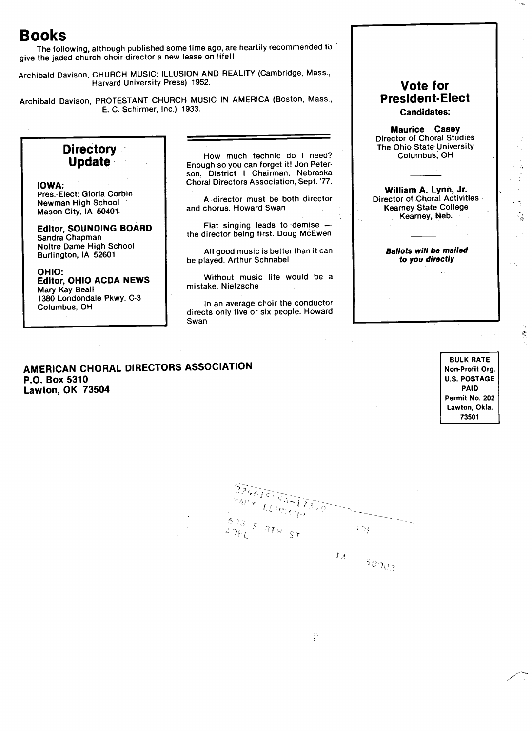# Books

The following, although published some time ago, are heartily recommended to give the jaded church choir director a new lease on life!!

Archibald Davison, CHURCH MUSIC: ILLUSION AND REALITY (Cambridge, Mass., Harvard University Press) 1952.

Archibald Davison, PROTESTANT CHURCH MUSIC IN AMERICA (Boston, Mass., E. C. Schirmer, Inc.) 1933.

## Directory Update

**IOWA:**
Pres.-Elect: Gloria Corbin
Newman High School
Mason City, IA 50401

**Editor, SOUNDING BOARD**
Sandra Chapman
Noltre Dame High School
Burlington, IA 52601

**OHIO:**
**Editor, OHIO ACDA NEWS**
Mary Kay Beall
1380 Londondale Pkwy. C-3
Columbus, OH

---

How much technic do I need? Enough so you can forget it! Jon Peterson, District I Chairman, Nebraska Choral Directors Association, Sept. '77.

A director must be both director and chorus. Howard Swan

Flat singing leads to demise — the director being first. Doug McEwen

All good music is better than it can be played. Arthur Schnabel

Without music life would be a mistake. Nietzsche

In an average choir the conductor directs only five or six people. Howard Swan

## Vote for President-Elect

**Candidates:**

**Maurice Casey**
Director of Choral Studies
The Ohio State University
Columbus, OH

---

**William A. Lynn, Jr.**
Director of Choral Activities
Kearney State College
Kearney, Neb.

---

***Ballots will be mailed to you directly***

**AMERICAN CHORAL DIRECTORS ASSOCIATION**
**P.O. Box 5310**
**Lawton, OK 73504**

| |
|---|
| **BULK RATE** |
| **Non-Profit Org.** |
| **U.S. POSTAGE** |
| **PAID** |
| **Permit No. 202** |
| **Lawton, Okla.** |
| **73501** |